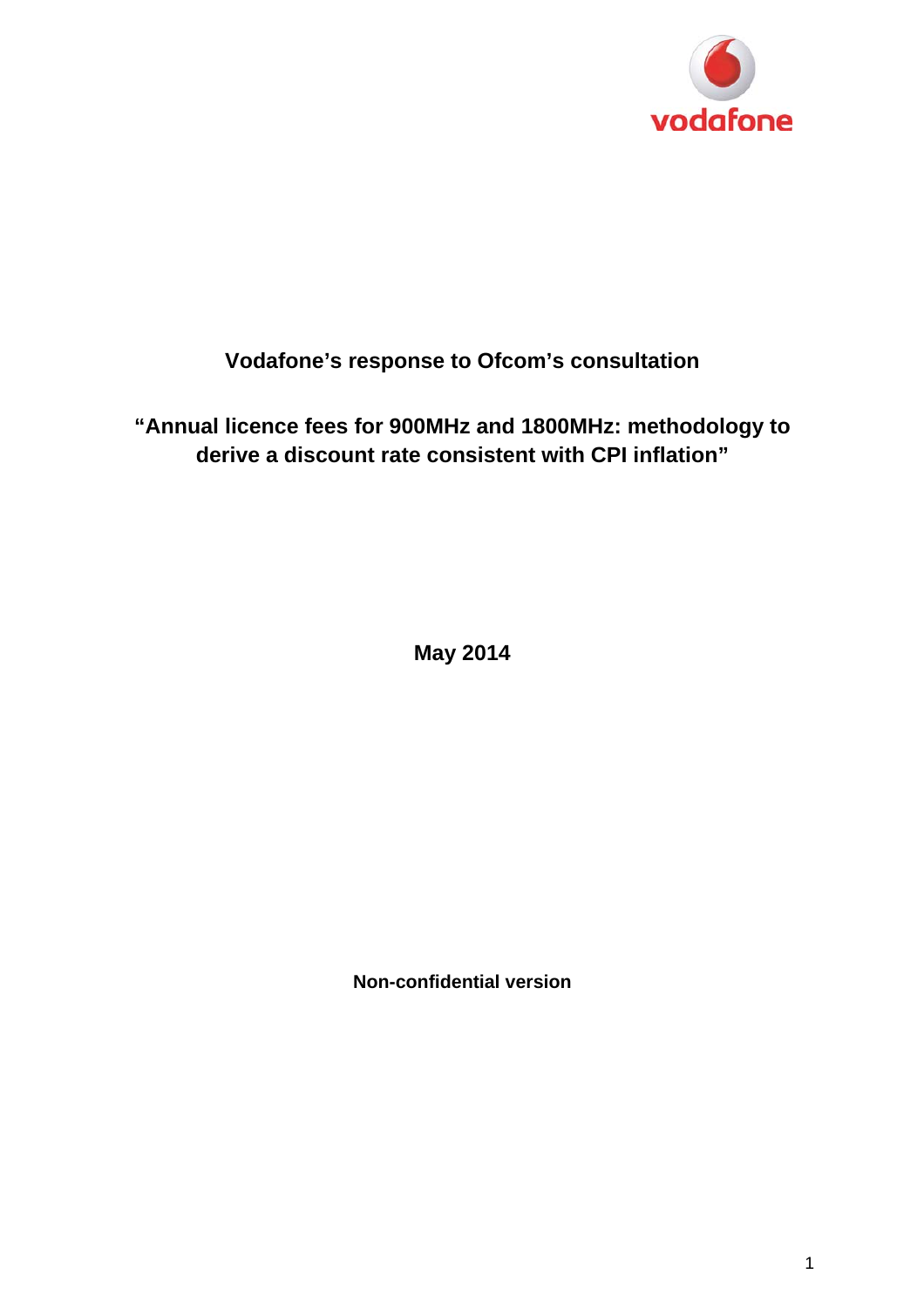vodafone

# Vodafone's response to Ofcom's consultation

## "Annual licence fees for 900MHz and 1800MHz: methodology to derive a discount rate consistent with CPI inflation"

**May 2014**

**Non-confidential version**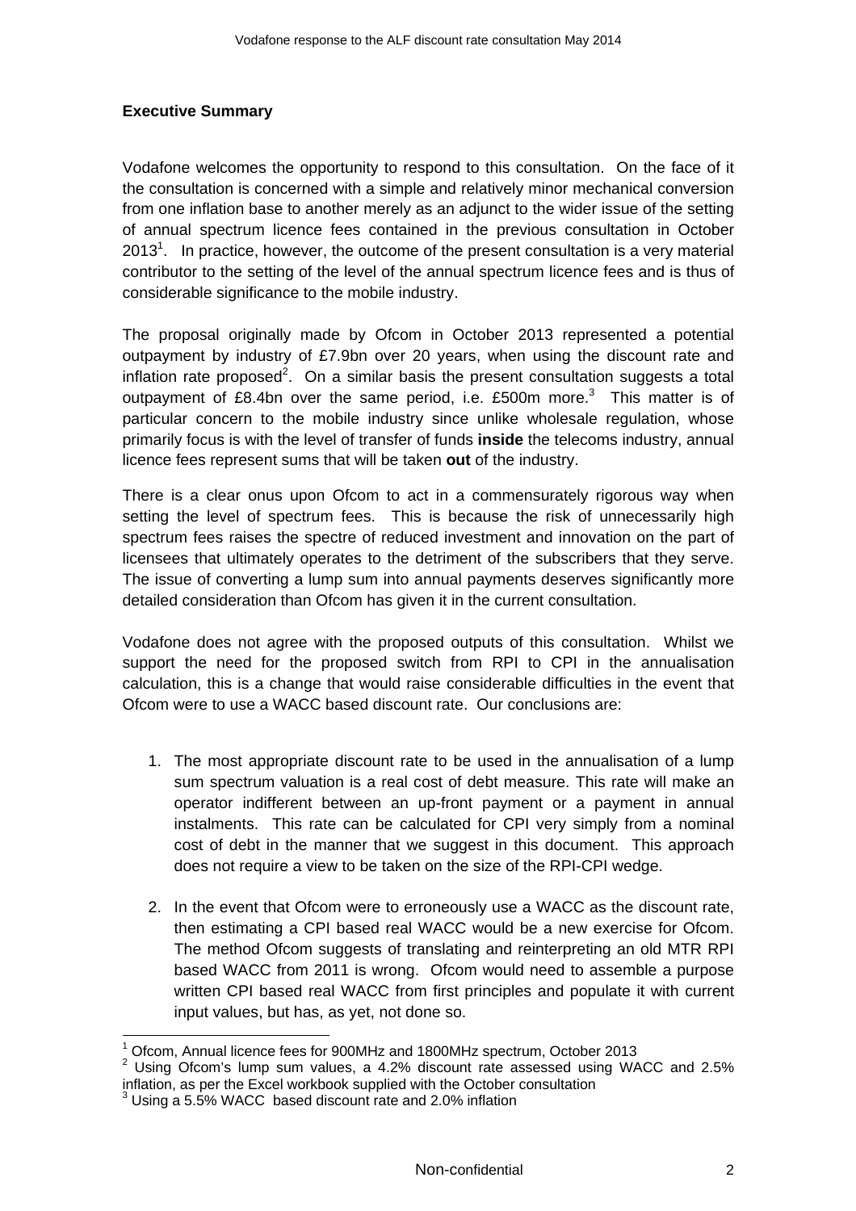**Executive Summary**

Vodafone welcomes the opportunity to respond to this consultation. On the face of it the consultation is concerned with a simple and relatively minor mechanical conversion from one inflation base to another merely as an adjunct to the wider issue of the setting of annual spectrum licence fees contained in the previous consultation in October 2013[1]. In practice, however, the outcome of the present consultation is a very material contributor to the setting of the level of the annual spectrum licence fees and is thus of considerable significance to the mobile industry.

The proposal originally made by Ofcom in October 2013 represented a potential outpayment by industry of £7.9bn over 20 years, when using the discount rate and inflation rate proposed[2]. On a similar basis the present consultation suggests a total outpayment of £8.4bn over the same period, i.e. £500m more.[3] This matter is of particular concern to the mobile industry since unlike wholesale regulation, whose primarily focus is with the level of transfer of funds **inside** the telecoms industry, annual licence fees represent sums that will be taken **out** of the industry.

There is a clear onus upon Ofcom to act in a commensurately rigorous way when setting the level of spectrum fees. This is because the risk of unnecessarily high spectrum fees raises the spectre of reduced investment and innovation on the part of licensees that ultimately operates to the detriment of the subscribers that they serve. The issue of converting a lump sum into annual payments deserves significantly more detailed consideration than Ofcom has given it in the current consultation.

Vodafone does not agree with the proposed outputs of this consultation. Whilst we support the need for the proposed switch from RPI to CPI in the annualisation calculation, this is a change that would raise considerable difficulties in the event that Ofcom were to use a WACC based discount rate. Our conclusions are:

1. The most appropriate discount rate to be used in the annualisation of a lump sum spectrum valuation is a real cost of debt measure. This rate will make an operator indifferent between an up-front payment or a payment in annual instalments. This rate can be calculated for CPI very simply from a nominal cost of debt in the manner that we suggest in this document. This approach does not require a view to be taken on the size of the RPI-CPI wedge.

2. In the event that Ofcom were to erroneously use a WACC as the discount rate, then estimating a CPI based real WACC would be a new exercise for Ofcom. The method Ofcom suggests of translating and reinterpreting an old MTR RPI based WACC from 2011 is wrong. Ofcom would need to assemble a purpose written CPI based real WACC from first principles and populate it with current input values, but has, as yet, not done so.

---

[1] Ofcom, Annual licence fees for 900MHz and 1800MHz spectrum, October 2013

[2] Using Ofcom's lump sum values, a 4.2% discount rate assessed using WACC and 2.5% inflation, as per the Excel workbook supplied with the October consultation

[3] Using a 5.5% WACC based discount rate and 2.0% inflation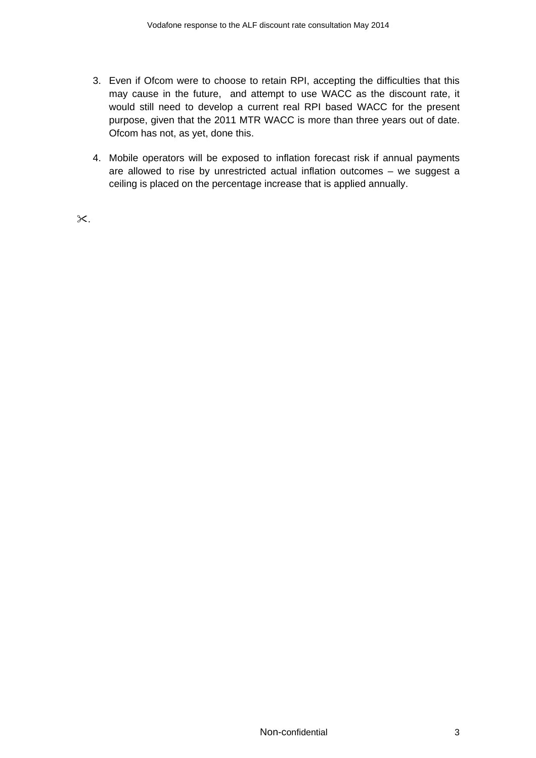3. Even if Ofcom were to choose to retain RPI, accepting the difficulties that this may cause in the future, and attempt to use WACC as the discount rate, it would still need to develop a current real RPI based WACC for the present purpose, given that the 2011 MTR WACC is more than three years out of date. Ofcom has not, as yet, done this.

4. Mobile operators will be exposed to inflation forecast risk if annual payments are allowed to rise by unrestricted actual inflation outcomes – we suggest a ceiling is placed on the percentage increase that is applied annually.

✂.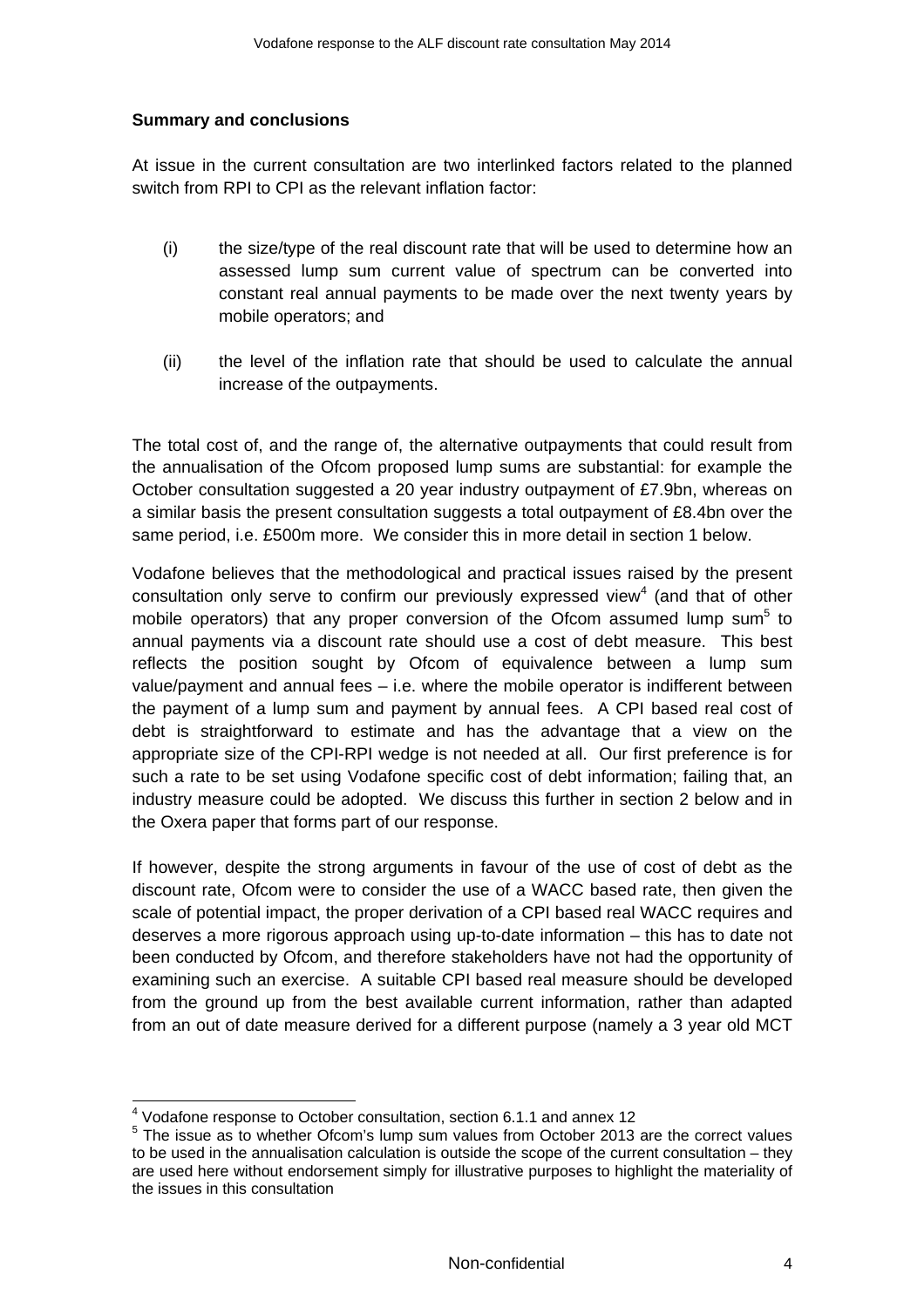**Summary and conclusions**

At issue in the current consultation are two interlinked factors related to the planned switch from RPI to CPI as the relevant inflation factor:

(i) the size/type of the real discount rate that will be used to determine how an assessed lump sum current value of spectrum can be converted into constant real annual payments to be made over the next twenty years by mobile operators; and

(ii) the level of the inflation rate that should be used to calculate the annual increase of the outpayments.

The total cost of, and the range of, the alternative outpayments that could result from the annualisation of the Ofcom proposed lump sums are substantial: for example the October consultation suggested a 20 year industry outpayment of £7.9bn, whereas on a similar basis the present consultation suggests a total outpayment of £8.4bn over the same period, i.e. £500m more. We consider this in more detail in section 1 below.

Vodafone believes that the methodological and practical issues raised by the present consultation only serve to confirm our previously expressed view[4] (and that of other mobile operators) that any proper conversion of the Ofcom assumed lump sum[5] to annual payments via a discount rate should use a cost of debt measure. This best reflects the position sought by Ofcom of equivalence between a lump sum value/payment and annual fees – i.e. where the mobile operator is indifferent between the payment of a lump sum and payment by annual fees. A CPI based real cost of debt is straightforward to estimate and has the advantage that a view on the appropriate size of the CPI-RPI wedge is not needed at all. Our first preference is for such a rate to be set using Vodafone specific cost of debt information; failing that, an industry measure could be adopted. We discuss this further in section 2 below and in the Oxera paper that forms part of our response.

If however, despite the strong arguments in favour of the use of cost of debt as the discount rate, Ofcom were to consider the use of a WACC based rate, then given the scale of potential impact, the proper derivation of a CPI based real WACC requires and deserves a more rigorous approach using up-to-date information – this has to date not been conducted by Ofcom, and therefore stakeholders have not had the opportunity of examining such an exercise. A suitable CPI based real measure should be developed from the ground up from the best available current information, rather than adapted from an out of date measure derived for a different purpose (namely a 3 year old MCT

[4] Vodafone response to October consultation, section 6.1.1 and annex 12

[5] The issue as to whether Ofcom's lump sum values from October 2013 are the correct values to be used in the annualisation calculation is outside the scope of the current consultation – they are used here without endorsement simply for illustrative purposes to highlight the materiality of the issues in this consultation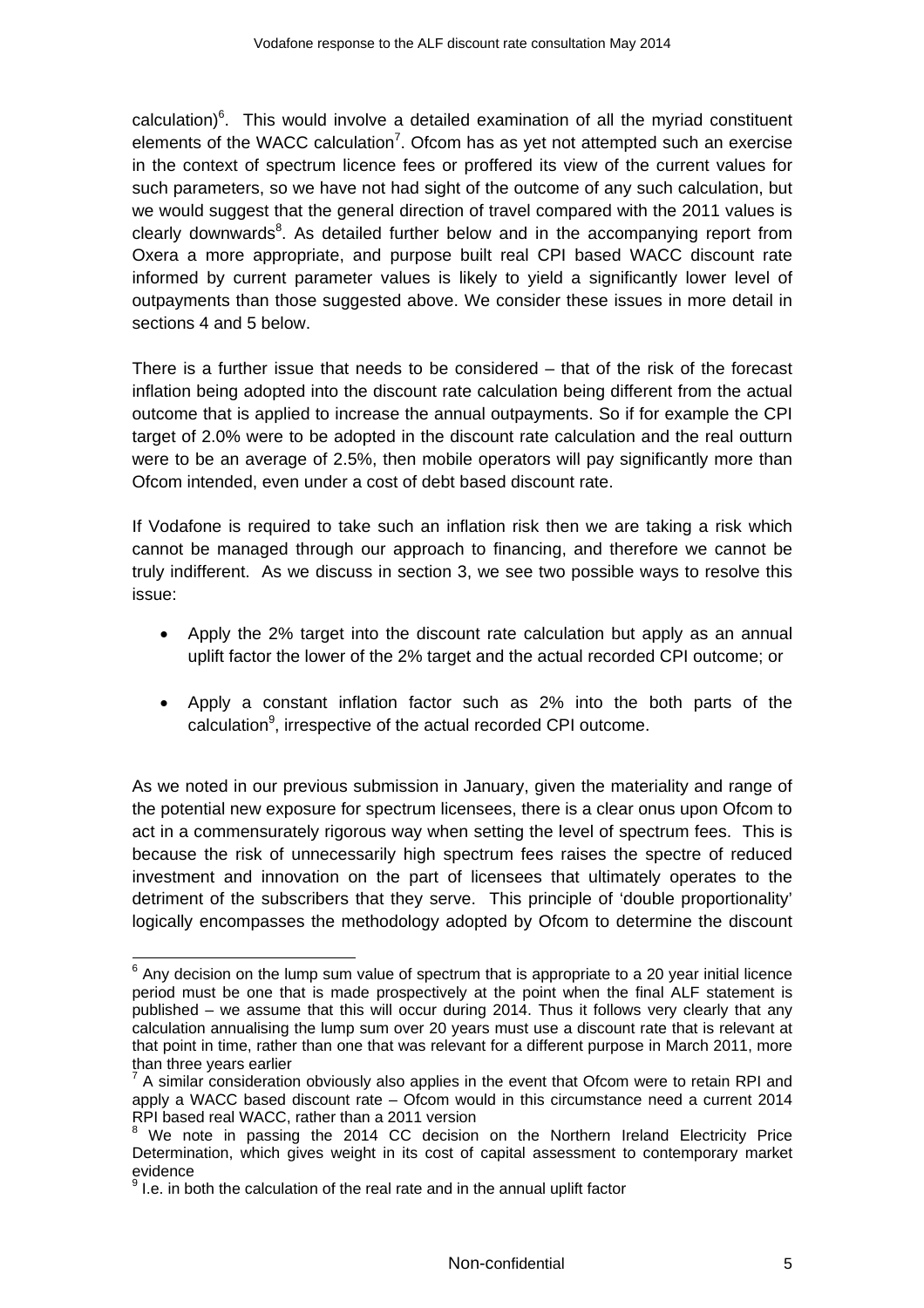calculation)[6]. This would involve a detailed examination of all the myriad constituent elements of the WACC calculation[7]. Ofcom has as yet not attempted such an exercise in the context of spectrum licence fees or proffered its view of the current values for such parameters, so we have not had sight of the outcome of any such calculation, but we would suggest that the general direction of travel compared with the 2011 values is clearly downwards[8]. As detailed further below and in the accompanying report from Oxera a more appropriate, and purpose built real CPI based WACC discount rate informed by current parameter values is likely to yield a significantly lower level of outpayments than those suggested above. We consider these issues in more detail in sections 4 and 5 below.

There is a further issue that needs to be considered – that of the risk of the forecast inflation being adopted into the discount rate calculation being different from the actual outcome that is applied to increase the annual outpayments. So if for example the CPI target of 2.0% were to be adopted in the discount rate calculation and the real outturn were to be an average of 2.5%, then mobile operators will pay significantly more than Ofcom intended, even under a cost of debt based discount rate.

If Vodafone is required to take such an inflation risk then we are taking a risk which cannot be managed through our approach to financing, and therefore we cannot be truly indifferent. As we discuss in section 3, we see two possible ways to resolve this issue:

- Apply the 2% target into the discount rate calculation but apply as an annual uplift factor the lower of the 2% target and the actual recorded CPI outcome; or

- Apply a constant inflation factor such as 2% into the both parts of the calculation[9], irrespective of the actual recorded CPI outcome.

As we noted in our previous submission in January, given the materiality and range of the potential new exposure for spectrum licensees, there is a clear onus upon Ofcom to act in a commensurately rigorous way when setting the level of spectrum fees. This is because the risk of unnecessarily high spectrum fees raises the spectre of reduced investment and innovation on the part of licensees that ultimately operates to the detriment of the subscribers that they serve. This principle of 'double proportionality' logically encompasses the methodology adopted by Ofcom to determine the discount

[6] Any decision on the lump sum value of spectrum that is appropriate to a 20 year initial licence period must be one that is made prospectively at the point when the final ALF statement is published – we assume that this will occur during 2014. Thus it follows very clearly that any calculation annualising the lump sum over 20 years must use a discount rate that is relevant at that point in time, rather than one that was relevant for a different purpose in March 2011, more than three years earlier

[7] A similar consideration obviously also applies in the event that Ofcom were to retain RPI and apply a WACC based discount rate – Ofcom would in this circumstance need a current 2014 RPI based real WACC, rather than a 2011 version

[8] We note in passing the 2014 CC decision on the Northern Ireland Electricity Price Determination, which gives weight in its cost of capital assessment to contemporary market evidence

[9] I.e. in both the calculation of the real rate and in the annual uplift factor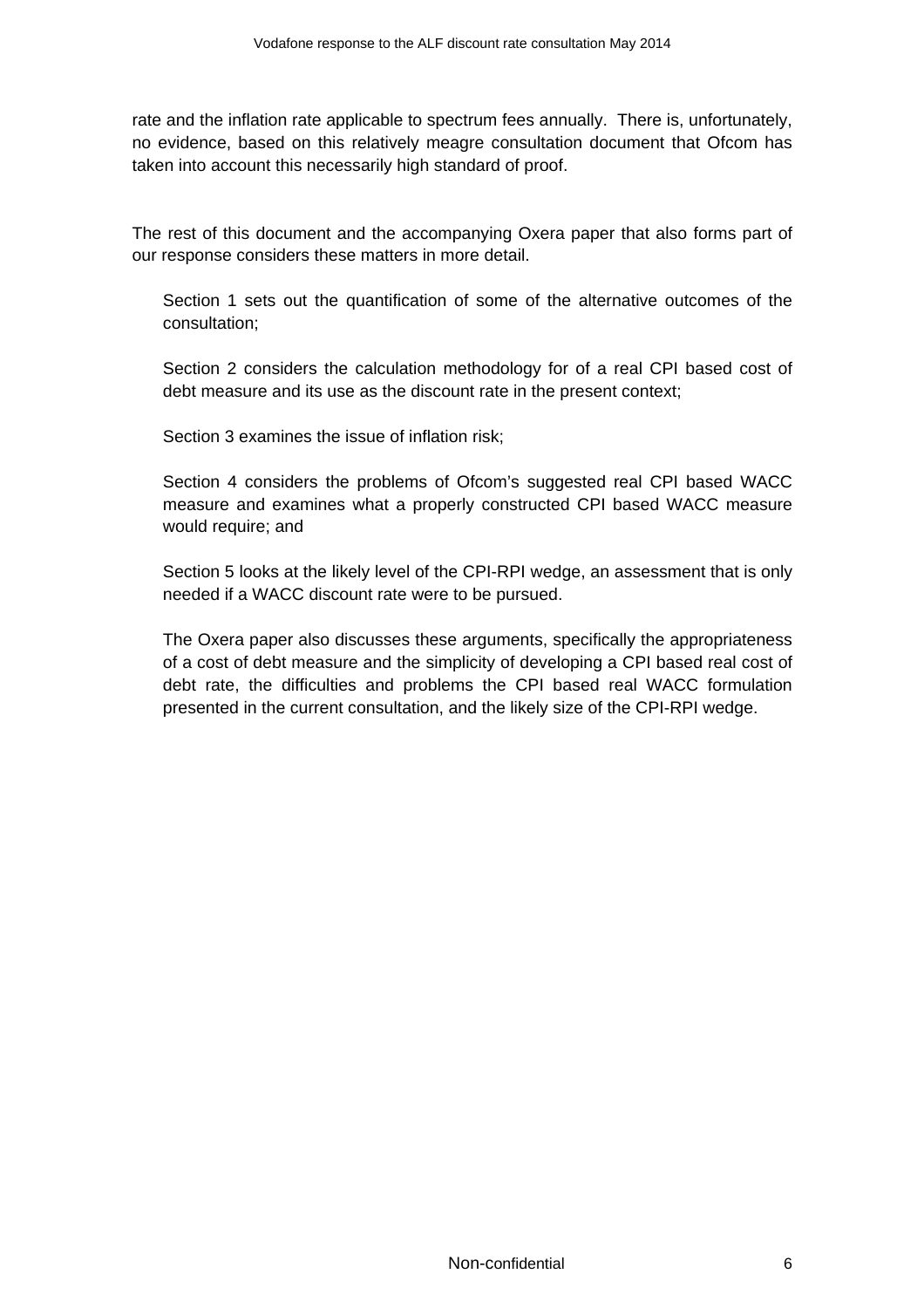rate and the inflation rate applicable to spectrum fees annually. There is, unfortunately, no evidence, based on this relatively meagre consultation document that Ofcom has taken into account this necessarily high standard of proof.

The rest of this document and the accompanying Oxera paper that also forms part of our response considers these matters in more detail.

Section 1 sets out the quantification of some of the alternative outcomes of the consultation;

Section 2 considers the calculation methodology for of a real CPI based cost of debt measure and its use as the discount rate in the present context;

Section 3 examines the issue of inflation risk;

Section 4 considers the problems of Ofcom's suggested real CPI based WACC measure and examines what a properly constructed CPI based WACC measure would require; and

Section 5 looks at the likely level of the CPI-RPI wedge, an assessment that is only needed if a WACC discount rate were to be pursued.

The Oxera paper also discusses these arguments, specifically the appropriateness of a cost of debt measure and the simplicity of developing a CPI based real cost of debt rate, the difficulties and problems the CPI based real WACC formulation presented in the current consultation, and the likely size of the CPI-RPI wedge.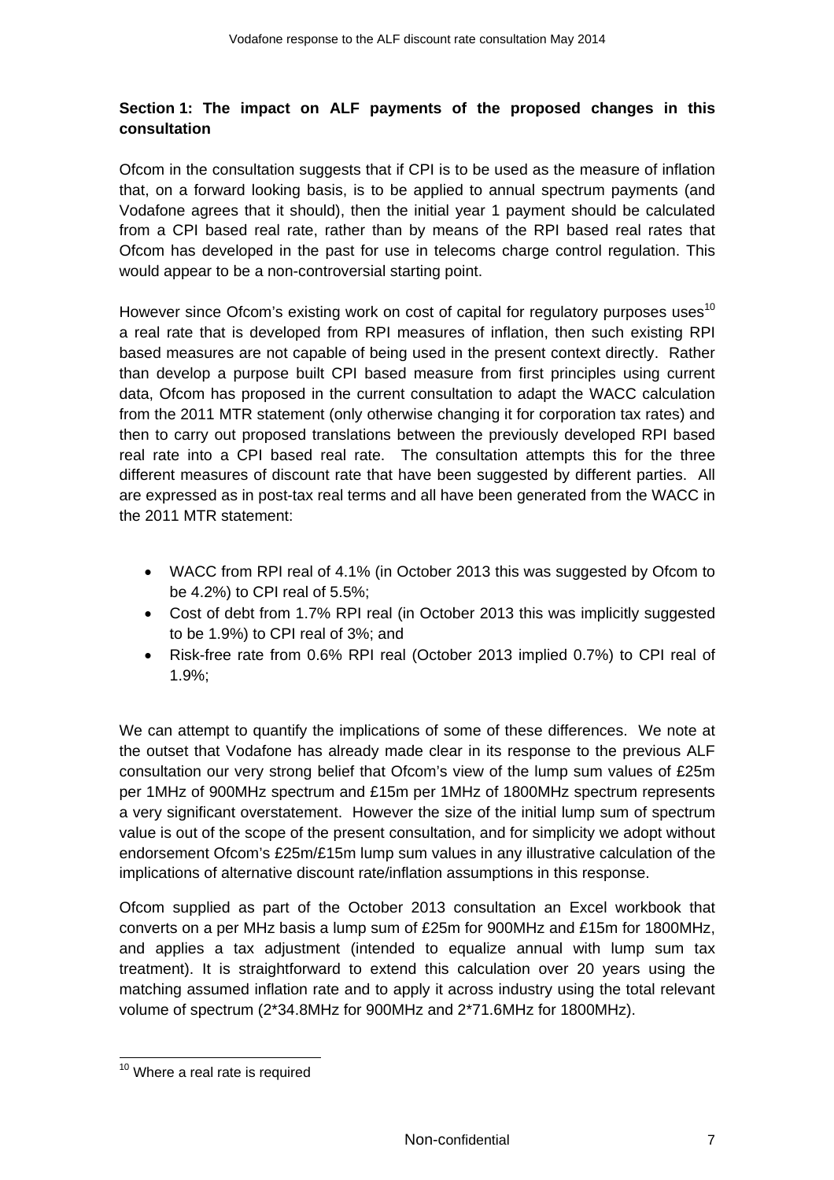### Section 1: The impact on ALF payments of the proposed changes in this consultation

Ofcom in the consultation suggests that if CPI is to be used as the measure of inflation that, on a forward looking basis, is to be applied to annual spectrum payments (and Vodafone agrees that it should), then the initial year 1 payment should be calculated from a CPI based real rate, rather than by means of the RPI based real rates that Ofcom has developed in the past for use in telecoms charge control regulation. This would appear to be a non-controversial starting point.

However since Ofcom's existing work on cost of capital for regulatory purposes uses[10] a real rate that is developed from RPI measures of inflation, then such existing RPI based measures are not capable of being used in the present context directly. Rather than develop a purpose built CPI based measure from first principles using current data, Ofcom has proposed in the current consultation to adapt the WACC calculation from the 2011 MTR statement (only otherwise changing it for corporation tax rates) and then to carry out proposed translations between the previously developed RPI based real rate into a CPI based real rate. The consultation attempts this for the three different measures of discount rate that have been suggested by different parties. All are expressed as in post-tax real terms and all have been generated from the WACC in the 2011 MTR statement:

- WACC from RPI real of 4.1% (in October 2013 this was suggested by Ofcom to be 4.2%) to CPI real of 5.5%;
- Cost of debt from 1.7% RPI real (in October 2013 this was implicitly suggested to be 1.9%) to CPI real of 3%; and
- Risk-free rate from 0.6% RPI real (October 2013 implied 0.7%) to CPI real of 1.9%;

We can attempt to quantify the implications of some of these differences. We note at the outset that Vodafone has already made clear in its response to the previous ALF consultation our very strong belief that Ofcom's view of the lump sum values of £25m per 1MHz of 900MHz spectrum and £15m per 1MHz of 1800MHz spectrum represents a very significant overstatement. However the size of the initial lump sum of spectrum value is out of the scope of the present consultation, and for simplicity we adopt without endorsement Ofcom's £25m/£15m lump sum values in any illustrative calculation of the implications of alternative discount rate/inflation assumptions in this response.

Ofcom supplied as part of the October 2013 consultation an Excel workbook that converts on a per MHz basis a lump sum of £25m for 900MHz and £15m for 1800MHz, and applies a tax adjustment (intended to equalize annual with lump sum tax treatment). It is straightforward to extend this calculation over 20 years using the matching assumed inflation rate and to apply it across industry using the total relevant volume of spectrum (2*34.8MHz for 900MHz and 2*71.6MHz for 1800MHz).

[10] Where a real rate is required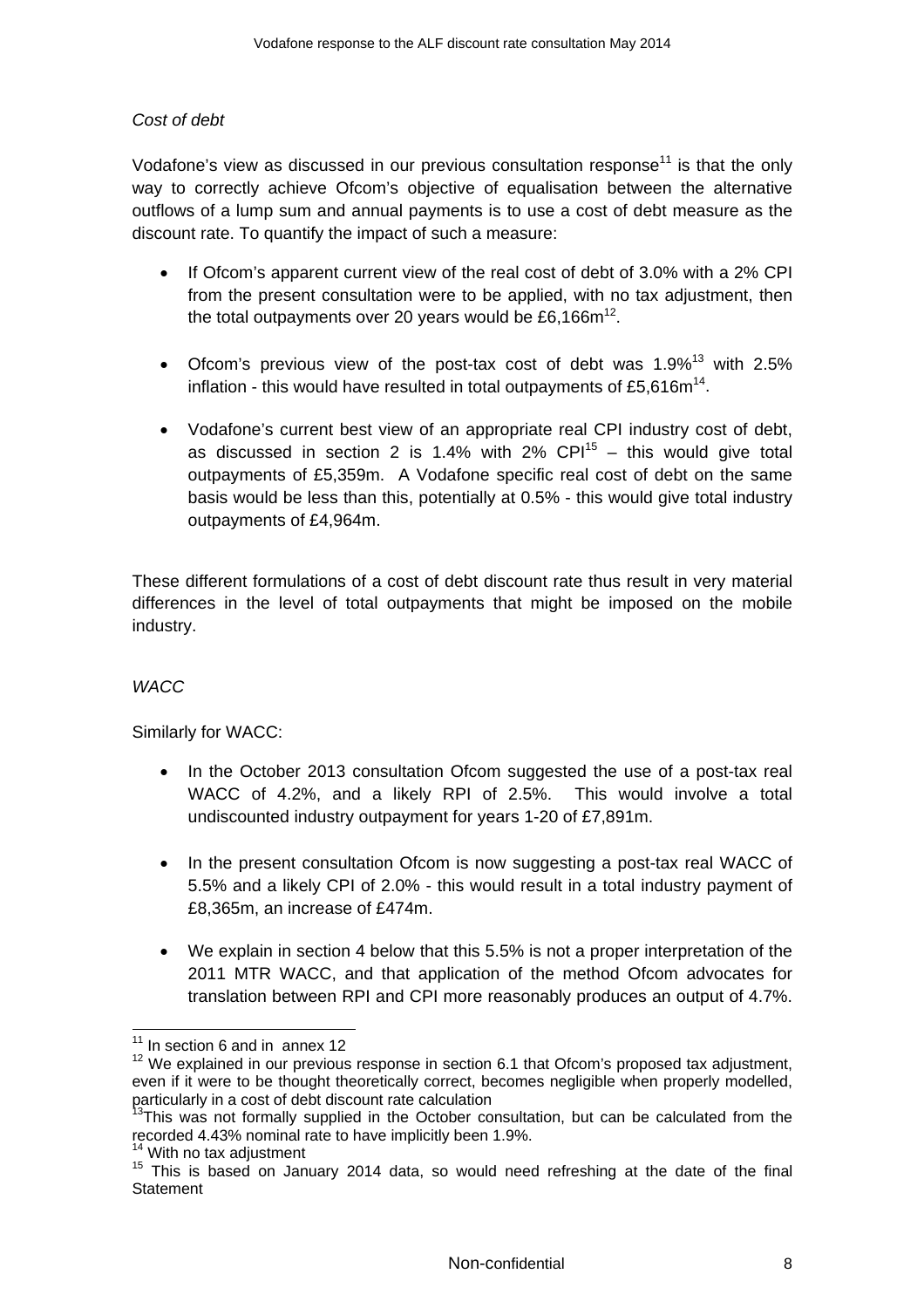*Cost of debt*

Vodafone's view as discussed in our previous consultation response[11] is that the only way to correctly achieve Ofcom's objective of equalisation between the alternative outflows of a lump sum and annual payments is to use a cost of debt measure as the discount rate. To quantify the impact of such a measure:

- If Ofcom's apparent current view of the real cost of debt of 3.0% with a 2% CPI from the present consultation were to be applied, with no tax adjustment, then the total outpayments over 20 years would be £6,166m[12].

- Ofcom's previous view of the post-tax cost of debt was 1.9%[13] with 2.5% inflation - this would have resulted in total outpayments of £5,616m[14].

- Vodafone's current best view of an appropriate real CPI industry cost of debt, as discussed in section 2 is 1.4% with 2% CPI[15] – this would give total outpayments of £5,359m. A Vodafone specific real cost of debt on the same basis would be less than this, potentially at 0.5% - this would give total industry outpayments of £4,964m.

These different formulations of a cost of debt discount rate thus result in very material differences in the level of total outpayments that might be imposed on the mobile industry.

*WACC*

Similarly for WACC:

- In the October 2013 consultation Ofcom suggested the use of a post-tax real WACC of 4.2%, and a likely RPI of 2.5%. This would involve a total undiscounted industry outpayment for years 1-20 of £7,891m.

- In the present consultation Ofcom is now suggesting a post-tax real WACC of 5.5% and a likely CPI of 2.0% - this would result in a total industry payment of £8,365m, an increase of £474m.

- We explain in section 4 below that this 5.5% is not a proper interpretation of the 2011 MTR WACC, and that application of the method Ofcom advocates for translation between RPI and CPI more reasonably produces an output of 4.7%.

---

[11] In section 6 and in annex 12

[12] We explained in our previous response in section 6.1 that Ofcom's proposed tax adjustment, even if it were to be thought theoretically correct, becomes negligible when properly modelled, particularly in a cost of debt discount rate calculation

[13] This was not formally supplied in the October consultation, but can be calculated from the recorded 4.43% nominal rate to have implicitly been 1.9%.

[14] With no tax adjustment

[15] This is based on January 2014 data, so would need refreshing at the date of the final Statement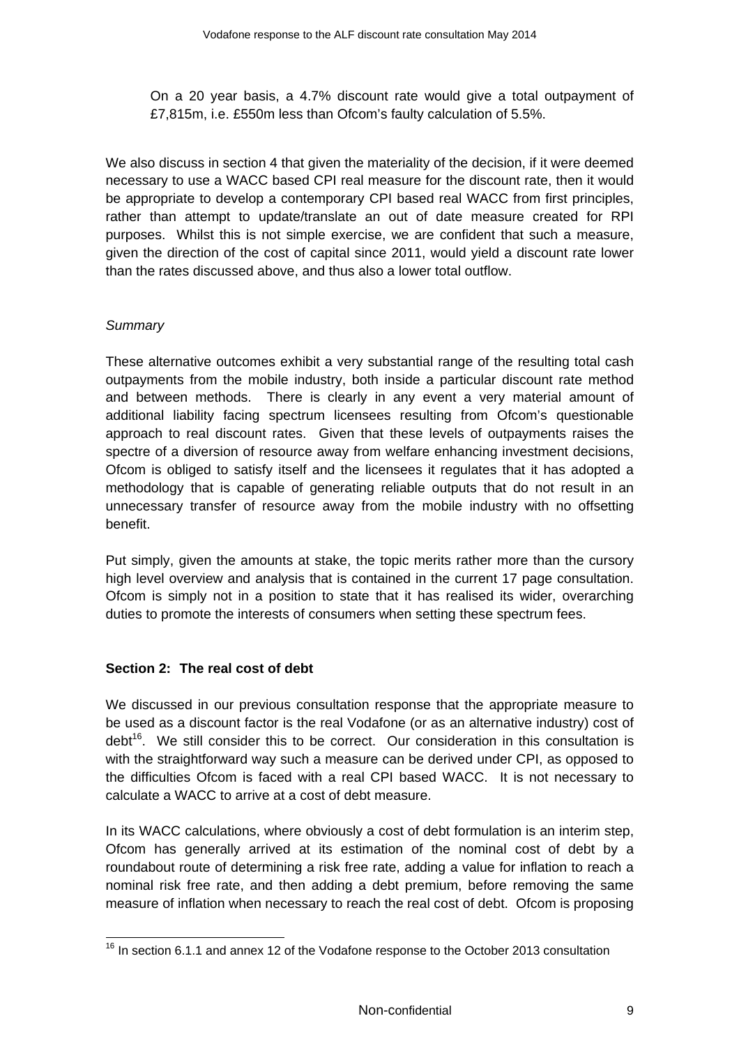On a 20 year basis, a 4.7% discount rate would give a total outpayment of £7,815m, i.e. £550m less than Ofcom's faulty calculation of 5.5%.

We also discuss in section 4 that given the materiality of the decision, if it were deemed necessary to use a WACC based CPI real measure for the discount rate, then it would be appropriate to develop a contemporary CPI based real WACC from first principles, rather than attempt to update/translate an out of date measure created for RPI purposes. Whilst this is not simple exercise, we are confident that such a measure, given the direction of the cost of capital since 2011, would yield a discount rate lower than the rates discussed above, and thus also a lower total outflow.

*Summary*

These alternative outcomes exhibit a very substantial range of the resulting total cash outpayments from the mobile industry, both inside a particular discount rate method and between methods. There is clearly in any event a very material amount of additional liability facing spectrum licensees resulting from Ofcom's questionable approach to real discount rates. Given that these levels of outpayments raises the spectre of a diversion of resource away from welfare enhancing investment decisions, Ofcom is obliged to satisfy itself and the licensees it regulates that it has adopted a methodology that is capable of generating reliable outputs that do not result in an unnecessary transfer of resource away from the mobile industry with no offsetting benefit.

Put simply, given the amounts at stake, the topic merits rather more than the cursory high level overview and analysis that is contained in the current 17 page consultation. Ofcom is simply not in a position to state that it has realised its wider, overarching duties to promote the interests of consumers when setting these spectrum fees.

## Section 2: The real cost of debt

We discussed in our previous consultation response that the appropriate measure to be used as a discount factor is the real Vodafone (or as an alternative industry) cost of debt[16]. We still consider this to be correct. Our consideration in this consultation is with the straightforward way such a measure can be derived under CPI, as opposed to the difficulties Ofcom is faced with a real CPI based WACC. It is not necessary to calculate a WACC to arrive at a cost of debt measure.

In its WACC calculations, where obviously a cost of debt formulation is an interim step, Ofcom has generally arrived at its estimation of the nominal cost of debt by a roundabout route of determining a risk free rate, adding a value for inflation to reach a nominal risk free rate, and then adding a debt premium, before removing the same measure of inflation when necessary to reach the real cost of debt. Ofcom is proposing

[16] In section 6.1.1 and annex 12 of the Vodafone response to the October 2013 consultation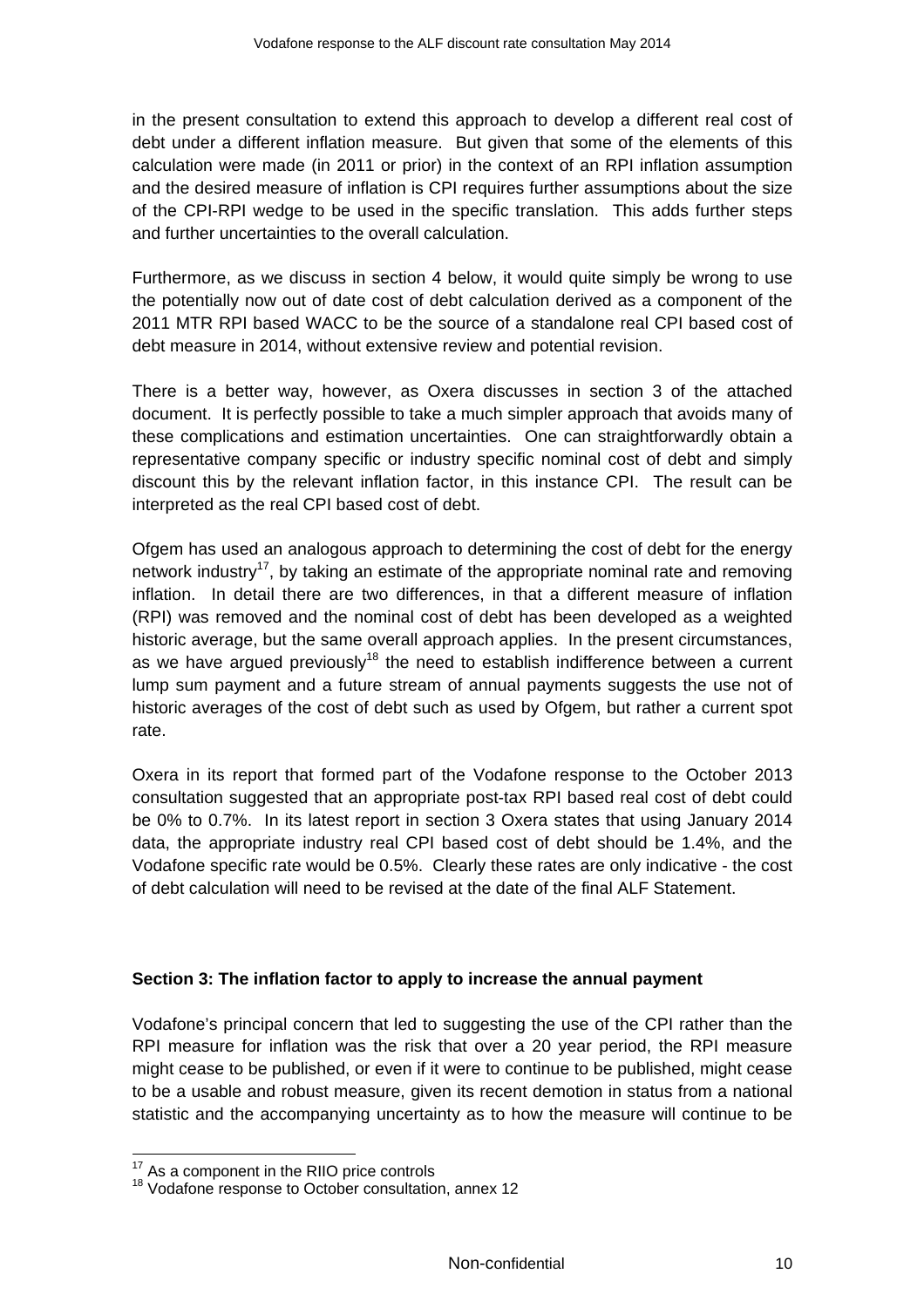in the present consultation to extend this approach to develop a different real cost of debt under a different inflation measure. But given that some of the elements of this calculation were made (in 2011 or prior) in the context of an RPI inflation assumption and the desired measure of inflation is CPI requires further assumptions about the size of the CPI-RPI wedge to be used in the specific translation. This adds further steps and further uncertainties to the overall calculation.

Furthermore, as we discuss in section 4 below, it would quite simply be wrong to use the potentially now out of date cost of debt calculation derived as a component of the 2011 MTR RPI based WACC to be the source of a standalone real CPI based cost of debt measure in 2014, without extensive review and potential revision.

There is a better way, however, as Oxera discusses in section 3 of the attached document. It is perfectly possible to take a much simpler approach that avoids many of these complications and estimation uncertainties. One can straightforwardly obtain a representative company specific or industry specific nominal cost of debt and simply discount this by the relevant inflation factor, in this instance CPI. The result can be interpreted as the real CPI based cost of debt.

Ofgem has used an analogous approach to determining the cost of debt for the energy network industry[17], by taking an estimate of the appropriate nominal rate and removing inflation. In detail there are two differences, in that a different measure of inflation (RPI) was removed and the nominal cost of debt has been developed as a weighted historic average, but the same overall approach applies. In the present circumstances, as we have argued previously[18] the need to establish indifference between a current lump sum payment and a future stream of annual payments suggests the use not of historic averages of the cost of debt such as used by Ofgem, but rather a current spot rate.

Oxera in its report that formed part of the Vodafone response to the October 2013 consultation suggested that an appropriate post-tax RPI based real cost of debt could be 0% to 0.7%. In its latest report in section 3 Oxera states that using January 2014 data, the appropriate industry real CPI based cost of debt should be 1.4%, and the Vodafone specific rate would be 0.5%. Clearly these rates are only indicative - the cost of debt calculation will need to be revised at the date of the final ALF Statement.

**Section 3: The inflation factor to apply to increase the annual payment**

Vodafone's principal concern that led to suggesting the use of the CPI rather than the RPI measure for inflation was the risk that over a 20 year period, the RPI measure might cease to be published, or even if it were to continue to be published, might cease to be a usable and robust measure, given its recent demotion in status from a national statistic and the accompanying uncertainty as to how the measure will continue to be

[17] As a component in the RIIO price controls

[18] Vodafone response to October consultation, annex 12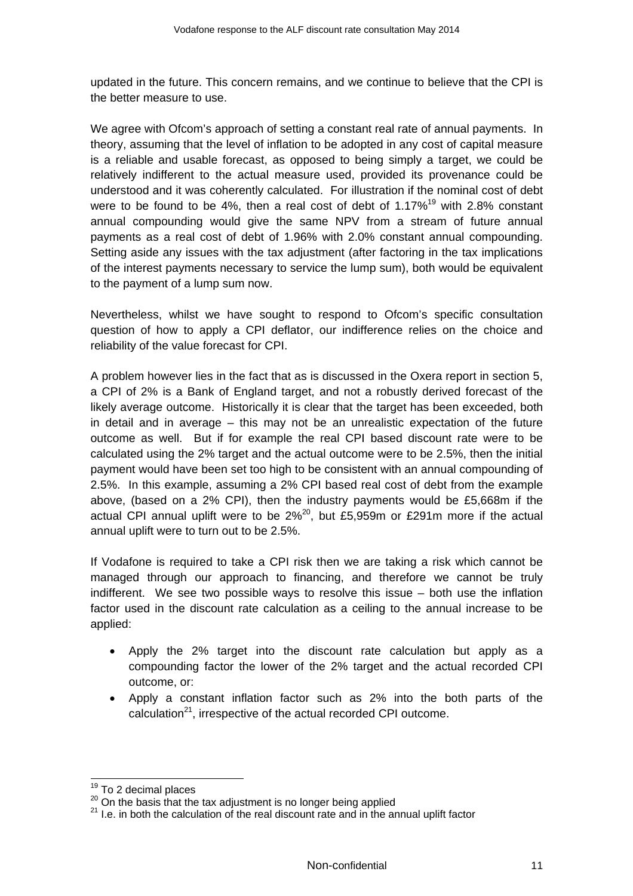updated in the future. This concern remains, and we continue to believe that the CPI is the better measure to use.

We agree with Ofcom's approach of setting a constant real rate of annual payments. In theory, assuming that the level of inflation to be adopted in any cost of capital measure is a reliable and usable forecast, as opposed to being simply a target, we could be relatively indifferent to the actual measure used, provided its provenance could be understood and it was coherently calculated. For illustration if the nominal cost of debt were to be found to be 4%, then a real cost of debt of 1.17%[19] with 2.8% constant annual compounding would give the same NPV from a stream of future annual payments as a real cost of debt of 1.96% with 2.0% constant annual compounding. Setting aside any issues with the tax adjustment (after factoring in the tax implications of the interest payments necessary to service the lump sum), both would be equivalent to the payment of a lump sum now.

Nevertheless, whilst we have sought to respond to Ofcom's specific consultation question of how to apply a CPI deflator, our indifference relies on the choice and reliability of the value forecast for CPI.

A problem however lies in the fact that as is discussed in the Oxera report in section 5, a CPI of 2% is a Bank of England target, and not a robustly derived forecast of the likely average outcome. Historically it is clear that the target has been exceeded, both in detail and in average – this may not be an unrealistic expectation of the future outcome as well. But if for example the real CPI based discount rate were to be calculated using the 2% target and the actual outcome were to be 2.5%, then the initial payment would have been set too high to be consistent with an annual compounding of 2.5%. In this example, assuming a 2% CPI based real cost of debt from the example above, (based on a 2% CPI), then the industry payments would be £5,668m if the actual CPI annual uplift were to be 2%[20], but £5,959m or £291m more if the actual annual uplift were to turn out to be 2.5%.

If Vodafone is required to take a CPI risk then we are taking a risk which cannot be managed through our approach to financing, and therefore we cannot be truly indifferent. We see two possible ways to resolve this issue – both use the inflation factor used in the discount rate calculation as a ceiling to the annual increase to be applied:

- Apply the 2% target into the discount rate calculation but apply as a compounding factor the lower of the 2% target and the actual recorded CPI outcome, or:
- Apply a constant inflation factor such as 2% into the both parts of the calculation[21], irrespective of the actual recorded CPI outcome.

---

[19] To 2 decimal places

[20] On the basis that the tax adjustment is no longer being applied

[21] I.e. in both the calculation of the real discount rate and in the annual uplift factor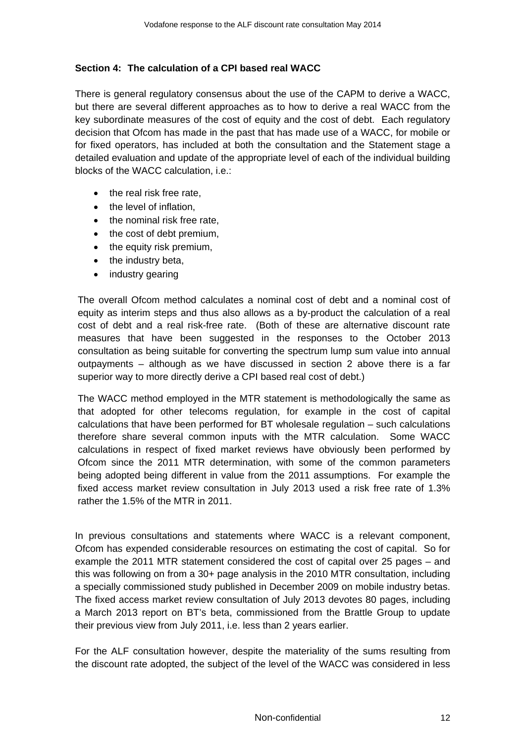**Section 4: The calculation of a CPI based real WACC**

There is general regulatory consensus about the use of the CAPM to derive a WACC, but there are several different approaches as to how to derive a real WACC from the key subordinate measures of the cost of equity and the cost of debt. Each regulatory decision that Ofcom has made in the past that has made use of a WACC, for mobile or for fixed operators, has included at both the consultation and the Statement stage a detailed evaluation and update of the appropriate level of each of the individual building blocks of the WACC calculation, i.e.:

- the real risk free rate,
- the level of inflation,
- the nominal risk free rate,
- the cost of debt premium,
- the equity risk premium,
- the industry beta,
- industry gearing

The overall Ofcom method calculates a nominal cost of debt and a nominal cost of equity as interim steps and thus also allows as a by-product the calculation of a real cost of debt and a real risk-free rate. (Both of these are alternative discount rate measures that have been suggested in the responses to the October 2013 consultation as being suitable for converting the spectrum lump sum value into annual outpayments – although as we have discussed in section 2 above there is a far superior way to more directly derive a CPI based real cost of debt.)

The WACC method employed in the MTR statement is methodologically the same as that adopted for other telecoms regulation, for example in the cost of capital calculations that have been performed for BT wholesale regulation – such calculations therefore share several common inputs with the MTR calculation. Some WACC calculations in respect of fixed market reviews have obviously been performed by Ofcom since the 2011 MTR determination, with some of the common parameters being adopted being different in value from the 2011 assumptions. For example the fixed access market review consultation in July 2013 used a risk free rate of 1.3% rather the 1.5% of the MTR in 2011.

In previous consultations and statements where WACC is a relevant component, Ofcom has expended considerable resources on estimating the cost of capital. So for example the 2011 MTR statement considered the cost of capital over 25 pages – and this was following on from a 30+ page analysis in the 2010 MTR consultation, including a specially commissioned study published in December 2009 on mobile industry betas. The fixed access market review consultation of July 2013 devotes 80 pages, including a March 2013 report on BT's beta, commissioned from the Brattle Group to update their previous view from July 2011, i.e. less than 2 years earlier.

For the ALF consultation however, despite the materiality of the sums resulting from the discount rate adopted, the subject of the level of the WACC was considered in less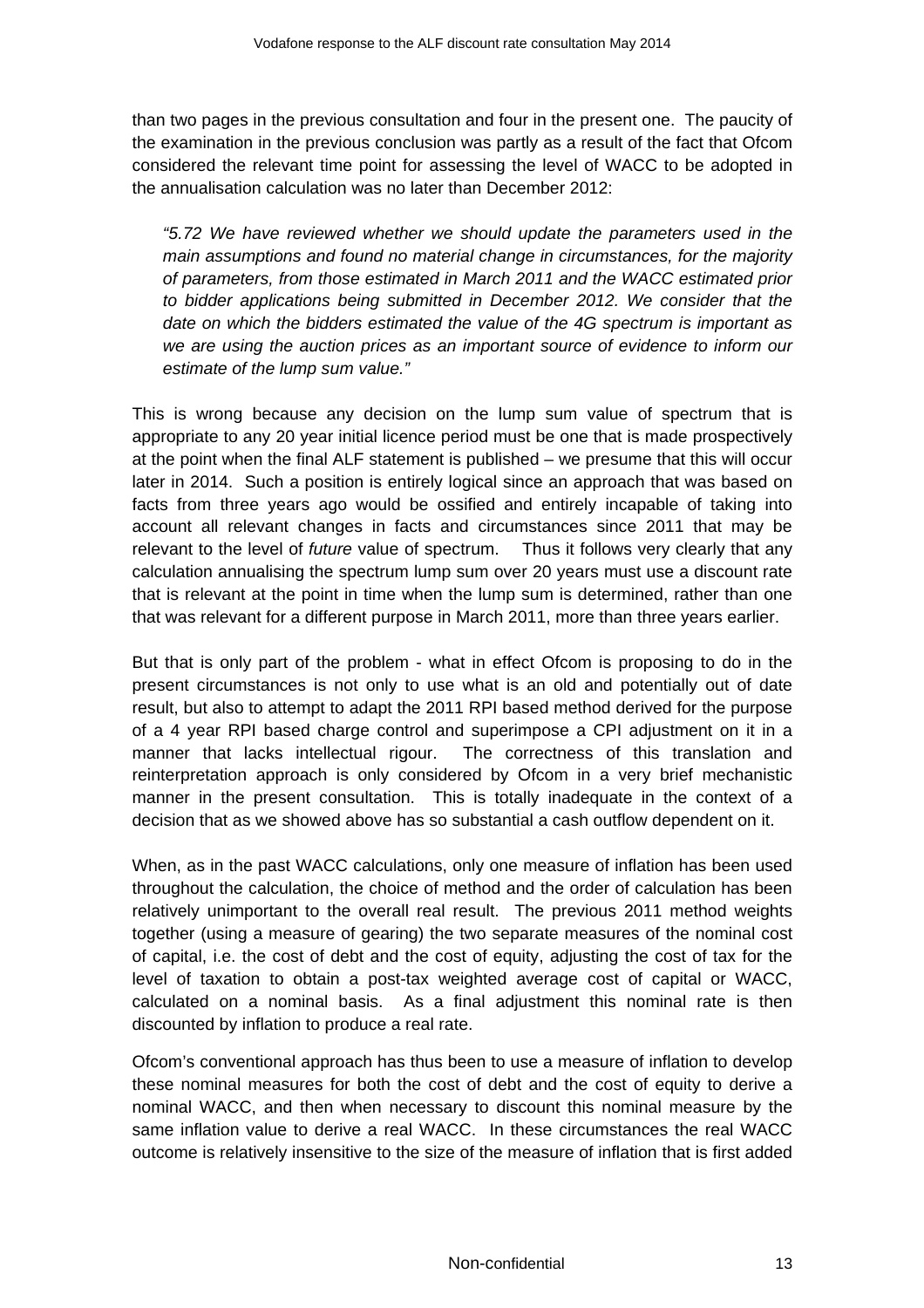than two pages in the previous consultation and four in the present one. The paucity of the examination in the previous conclusion was partly as a result of the fact that Ofcom considered the relevant time point for assessing the level of WACC to be adopted in the annualisation calculation was no later than December 2012:

> *"5.72 We have reviewed whether we should update the parameters used in the main assumptions and found no material change in circumstances, for the majority of parameters, from those estimated in March 2011 and the WACC estimated prior to bidder applications being submitted in December 2012. We consider that the date on which the bidders estimated the value of the 4G spectrum is important as we are using the auction prices as an important source of evidence to inform our estimate of the lump sum value."*

This is wrong because any decision on the lump sum value of spectrum that is appropriate to any 20 year initial licence period must be one that is made prospectively at the point when the final ALF statement is published – we presume that this will occur later in 2014. Such a position is entirely logical since an approach that was based on facts from three years ago would be ossified and entirely incapable of taking into account all relevant changes in facts and circumstances since 2011 that may be relevant to the level of *future* value of spectrum. Thus it follows very clearly that any calculation annualising the spectrum lump sum over 20 years must use a discount rate that is relevant at the point in time when the lump sum is determined, rather than one that was relevant for a different purpose in March 2011, more than three years earlier.

But that is only part of the problem - what in effect Ofcom is proposing to do in the present circumstances is not only to use what is an old and potentially out of date result, but also to attempt to adapt the 2011 RPI based method derived for the purpose of a 4 year RPI based charge control and superimpose a CPI adjustment on it in a manner that lacks intellectual rigour. The correctness of this translation and reinterpretation approach is only considered by Ofcom in a very brief mechanistic manner in the present consultation. This is totally inadequate in the context of a decision that as we showed above has so substantial a cash outflow dependent on it.

When, as in the past WACC calculations, only one measure of inflation has been used throughout the calculation, the choice of method and the order of calculation has been relatively unimportant to the overall real result. The previous 2011 method weights together (using a measure of gearing) the two separate measures of the nominal cost of capital, i.e. the cost of debt and the cost of equity, adjusting the cost of tax for the level of taxation to obtain a post-tax weighted average cost of capital or WACC, calculated on a nominal basis. As a final adjustment this nominal rate is then discounted by inflation to produce a real rate.

Ofcom's conventional approach has thus been to use a measure of inflation to develop these nominal measures for both the cost of debt and the cost of equity to derive a nominal WACC, and then when necessary to discount this nominal measure by the same inflation value to derive a real WACC. In these circumstances the real WACC outcome is relatively insensitive to the size of the measure of inflation that is first added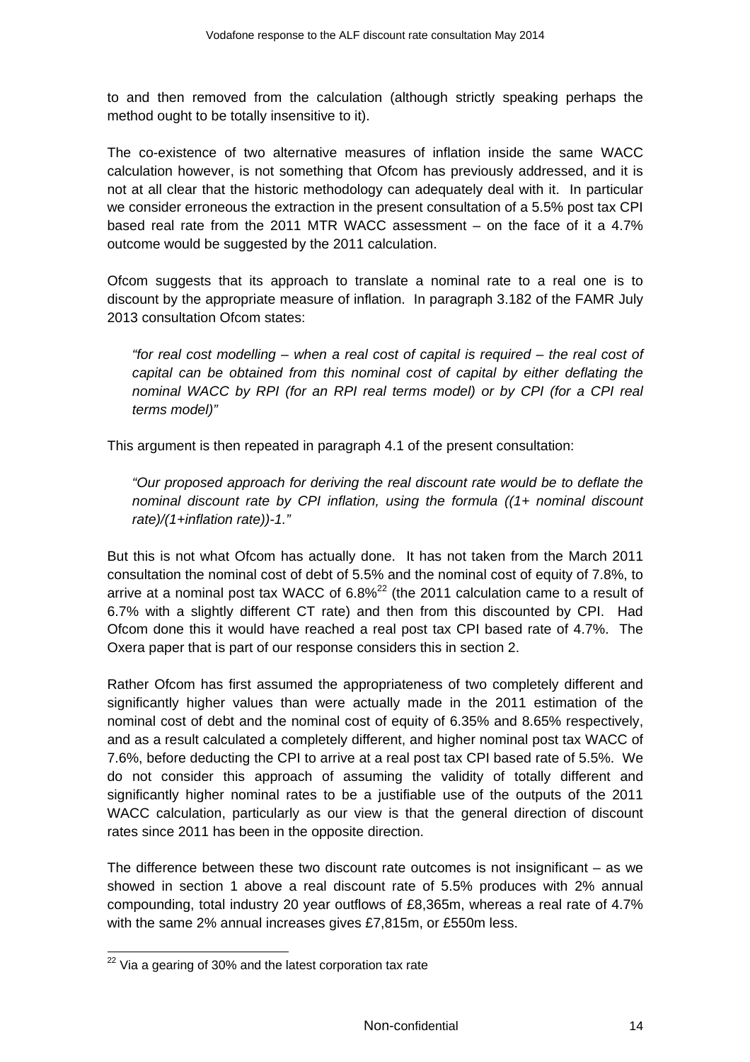to and then removed from the calculation (although strictly speaking perhaps the method ought to be totally insensitive to it).

The co-existence of two alternative measures of inflation inside the same WACC calculation however, is not something that Ofcom has previously addressed, and it is not at all clear that the historic methodology can adequately deal with it. In particular we consider erroneous the extraction in the present consultation of a 5.5% post tax CPI based real rate from the 2011 MTR WACC assessment – on the face of it a 4.7% outcome would be suggested by the 2011 calculation.

Ofcom suggests that its approach to translate a nominal rate to a real one is to discount by the appropriate measure of inflation. In paragraph 3.182 of the FAMR July 2013 consultation Ofcom states:

> *"for real cost modelling – when a real cost of capital is required – the real cost of capital can be obtained from this nominal cost of capital by either deflating the nominal WACC by RPI (for an RPI real terms model) or by CPI (for a CPI real terms model)"*

This argument is then repeated in paragraph 4.1 of the present consultation:

> *"Our proposed approach for deriving the real discount rate would be to deflate the nominal discount rate by CPI inflation, using the formula ((1+ nominal discount rate)/(1+inflation rate))-1."*

But this is not what Ofcom has actually done. It has not taken from the March 2011 consultation the nominal cost of debt of 5.5% and the nominal cost of equity of 7.8%, to arrive at a nominal post tax WACC of 6.8%[22] (the 2011 calculation came to a result of 6.7% with a slightly different CT rate) and then from this discounted by CPI. Had Ofcom done this it would have reached a real post tax CPI based rate of 4.7%. The Oxera paper that is part of our response considers this in section 2.

Rather Ofcom has first assumed the appropriateness of two completely different and significantly higher values than were actually made in the 2011 estimation of the nominal cost of debt and the nominal cost of equity of 6.35% and 8.65% respectively, and as a result calculated a completely different, and higher nominal post tax WACC of 7.6%, before deducting the CPI to arrive at a real post tax CPI based rate of 5.5%. We do not consider this approach of assuming the validity of totally different and significantly higher nominal rates to be a justifiable use of the outputs of the 2011 WACC calculation, particularly as our view is that the general direction of discount rates since 2011 has been in the opposite direction.

The difference between these two discount rate outcomes is not insignificant – as we showed in section 1 above a real discount rate of 5.5% produces with 2% annual compounding, total industry 20 year outflows of £8,365m, whereas a real rate of 4.7% with the same 2% annual increases gives £7,815m, or £550m less.

---

[22] Via a gearing of 30% and the latest corporation tax rate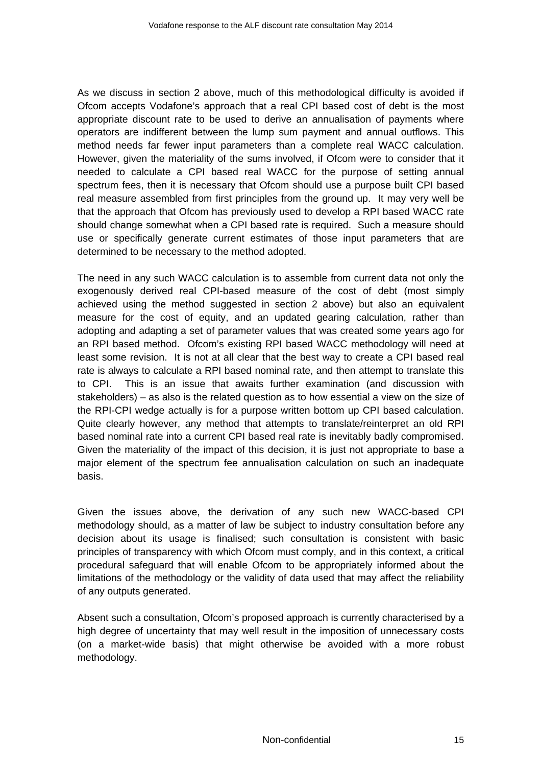As we discuss in section 2 above, much of this methodological difficulty is avoided if Ofcom accepts Vodafone's approach that a real CPI based cost of debt is the most appropriate discount rate to be used to derive an annualisation of payments where operators are indifferent between the lump sum payment and annual outflows. This method needs far fewer input parameters than a complete real WACC calculation. However, given the materiality of the sums involved, if Ofcom were to consider that it needed to calculate a CPI based real WACC for the purpose of setting annual spectrum fees, then it is necessary that Ofcom should use a purpose built CPI based real measure assembled from first principles from the ground up. It may very well be that the approach that Ofcom has previously used to develop a RPI based WACC rate should change somewhat when a CPI based rate is required. Such a measure should use or specifically generate current estimates of those input parameters that are determined to be necessary to the method adopted.

The need in any such WACC calculation is to assemble from current data not only the exogenously derived real CPI-based measure of the cost of debt (most simply achieved using the method suggested in section 2 above) but also an equivalent measure for the cost of equity, and an updated gearing calculation, rather than adopting and adapting a set of parameter values that was created some years ago for an RPI based method. Ofcom's existing RPI based WACC methodology will need at least some revision. It is not at all clear that the best way to create a CPI based real rate is always to calculate a RPI based nominal rate, and then attempt to translate this to CPI. This is an issue that awaits further examination (and discussion with stakeholders) – as also is the related question as to how essential a view on the size of the RPI-CPI wedge actually is for a purpose written bottom up CPI based calculation. Quite clearly however, any method that attempts to translate/reinterpret an old RPI based nominal rate into a current CPI based real rate is inevitably badly compromised. Given the materiality of the impact of this decision, it is just not appropriate to base a major element of the spectrum fee annualisation calculation on such an inadequate basis.

Given the issues above, the derivation of any such new WACC-based CPI methodology should, as a matter of law be subject to industry consultation before any decision about its usage is finalised; such consultation is consistent with basic principles of transparency with which Ofcom must comply, and in this context, a critical procedural safeguard that will enable Ofcom to be appropriately informed about the limitations of the methodology or the validity of data used that may affect the reliability of any outputs generated.

Absent such a consultation, Ofcom's proposed approach is currently characterised by a high degree of uncertainty that may well result in the imposition of unnecessary costs (on a market-wide basis) that might otherwise be avoided with a more robust methodology.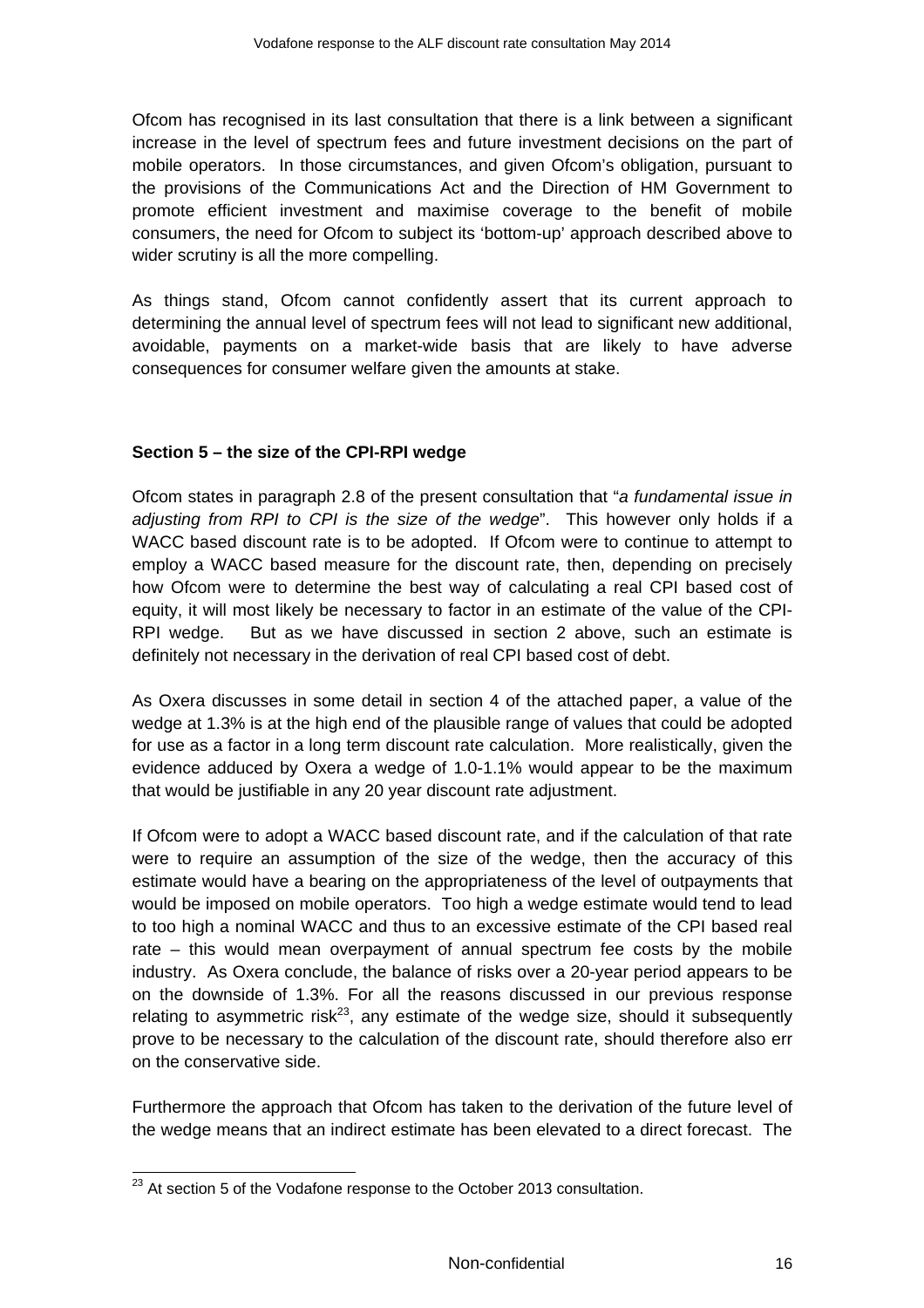Ofcom has recognised in its last consultation that there is a link between a significant increase in the level of spectrum fees and future investment decisions on the part of mobile operators. In those circumstances, and given Ofcom's obligation, pursuant to the provisions of the Communications Act and the Direction of HM Government to promote efficient investment and maximise coverage to the benefit of mobile consumers, the need for Ofcom to subject its 'bottom-up' approach described above to wider scrutiny is all the more compelling.

As things stand, Ofcom cannot confidently assert that its current approach to determining the annual level of spectrum fees will not lead to significant new additional, avoidable, payments on a market-wide basis that are likely to have adverse consequences for consumer welfare given the amounts at stake.

**Section 5 – the size of the CPI-RPI wedge**

Ofcom states in paragraph 2.8 of the present consultation that "*a fundamental issue in adjusting from RPI to CPI is the size of the wedge*". This however only holds if a WACC based discount rate is to be adopted. If Ofcom were to continue to attempt to employ a WACC based measure for the discount rate, then, depending on precisely how Ofcom were to determine the best way of calculating a real CPI based cost of equity, it will most likely be necessary to factor in an estimate of the value of the CPI-RPI wedge. But as we have discussed in section 2 above, such an estimate is definitely not necessary in the derivation of real CPI based cost of debt.

As Oxera discusses in some detail in section 4 of the attached paper, a value of the wedge at 1.3% is at the high end of the plausible range of values that could be adopted for use as a factor in a long term discount rate calculation. More realistically, given the evidence adduced by Oxera a wedge of 1.0-1.1% would appear to be the maximum that would be justifiable in any 20 year discount rate adjustment.

If Ofcom were to adopt a WACC based discount rate, and if the calculation of that rate were to require an assumption of the size of the wedge, then the accuracy of this estimate would have a bearing on the appropriateness of the level of outpayments that would be imposed on mobile operators. Too high a wedge estimate would tend to lead to too high a nominal WACC and thus to an excessive estimate of the CPI based real rate – this would mean overpayment of annual spectrum fee costs by the mobile industry. As Oxera conclude, the balance of risks over a 20-year period appears to be on the downside of 1.3%. For all the reasons discussed in our previous response relating to asymmetric risk[23], any estimate of the wedge size, should it subsequently prove to be necessary to the calculation of the discount rate, should therefore also err on the conservative side.

Furthermore the approach that Ofcom has taken to the derivation of the future level of the wedge means that an indirect estimate has been elevated to a direct forecast. The

[23] At section 5 of the Vodafone response to the October 2013 consultation.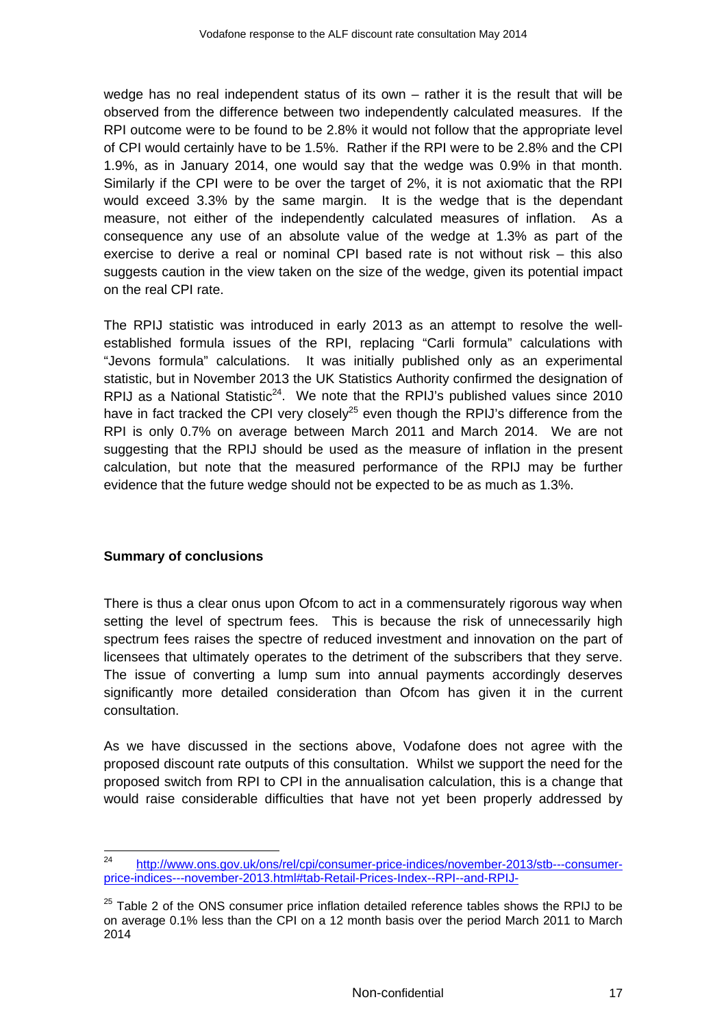wedge has no real independent status of its own – rather it is the result that will be observed from the difference between two independently calculated measures. If the RPI outcome were to be found to be 2.8% it would not follow that the appropriate level of CPI would certainly have to be 1.5%. Rather if the RPI were to be 2.8% and the CPI 1.9%, as in January 2014, one would say that the wedge was 0.9% in that month. Similarly if the CPI were to be over the target of 2%, it is not axiomatic that the RPI would exceed 3.3% by the same margin. It is the wedge that is the dependant measure, not either of the independently calculated measures of inflation. As a consequence any use of an absolute value of the wedge at 1.3% as part of the exercise to derive a real or nominal CPI based rate is not without risk – this also suggests caution in the view taken on the size of the wedge, given its potential impact on the real CPI rate.

The RPIJ statistic was introduced in early 2013 as an attempt to resolve the well-established formula issues of the RPI, replacing "Carli formula" calculations with "Jevons formula" calculations. It was initially published only as an experimental statistic, but in November 2013 the UK Statistics Authority confirmed the designation of RPIJ as a National Statistic[24]. We note that the RPIJ's published values since 2010 have in fact tracked the CPI very closely[25] even though the RPIJ's difference from the RPI is only 0.7% on average between March 2011 and March 2014. We are not suggesting that the RPIJ should be used as the measure of inflation in the present calculation, but note that the measured performance of the RPIJ may be further evidence that the future wedge should not be expected to be as much as 1.3%.

**Summary of conclusions**

There is thus a clear onus upon Ofcom to act in a commensurately rigorous way when setting the level of spectrum fees. This is because the risk of unnecessarily high spectrum fees raises the spectre of reduced investment and innovation on the part of licensees that ultimately operates to the detriment of the subscribers that they serve. The issue of converting a lump sum into annual payments accordingly deserves significantly more detailed consideration than Ofcom has given it in the current consultation.

As we have discussed in the sections above, Vodafone does not agree with the proposed discount rate outputs of this consultation. Whilst we support the need for the proposed switch from RPI to CPI in the annualisation calculation, this is a change that would raise considerable difficulties that have not yet been properly addressed by

---

[24] http://www.ons.gov.uk/ons/rel/cpi/consumer-price-indices/november-2013/stb---consumer-price-indices---november-2013.html#tab-Retail-Prices-Index--RPI--and-RPIJ-

[25] Table 2 of the ONS consumer price inflation detailed reference tables shows the RPIJ to be on average 0.1% less than the CPI on a 12 month basis over the period March 2011 to March 2014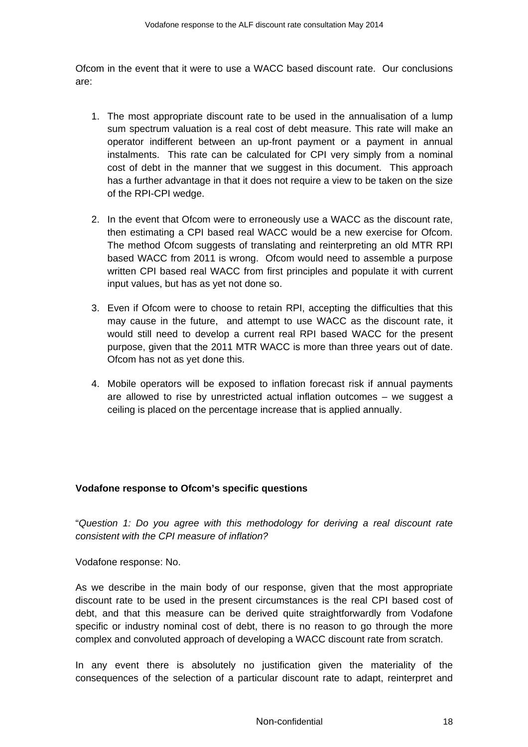Ofcom in the event that it were to use a WACC based discount rate. Our conclusions are:

1. The most appropriate discount rate to be used in the annualisation of a lump sum spectrum valuation is a real cost of debt measure. This rate will make an operator indifferent between an up-front payment or a payment in annual instalments. This rate can be calculated for CPI very simply from a nominal cost of debt in the manner that we suggest in this document. This approach has a further advantage in that it does not require a view to be taken on the size of the RPI-CPI wedge.

2. In the event that Ofcom were to erroneously use a WACC as the discount rate, then estimating a CPI based real WACC would be a new exercise for Ofcom. The method Ofcom suggests of translating and reinterpreting an old MTR RPI based WACC from 2011 is wrong. Ofcom would need to assemble a purpose written CPI based real WACC from first principles and populate it with current input values, but has as yet not done so.

3. Even if Ofcom were to choose to retain RPI, accepting the difficulties that this may cause in the future, and attempt to use WACC as the discount rate, it would still need to develop a current real RPI based WACC for the present purpose, given that the 2011 MTR WACC is more than three years out of date. Ofcom has not as yet done this.

4. Mobile operators will be exposed to inflation forecast risk if annual payments are allowed to rise by unrestricted actual inflation outcomes – we suggest a ceiling is placed on the percentage increase that is applied annually.

**Vodafone response to Ofcom's specific questions**

"*Question 1: Do you agree with this methodology for deriving a real discount rate consistent with the CPI measure of inflation?*

Vodafone response: No.

As we describe in the main body of our response, given that the most appropriate discount rate to be used in the present circumstances is the real CPI based cost of debt, and that this measure can be derived quite straightforwardly from Vodafone specific or industry nominal cost of debt, there is no reason to go through the more complex and convoluted approach of developing a WACC discount rate from scratch.

In any event there is absolutely no justification given the materiality of the consequences of the selection of a particular discount rate to adapt, reinterpret and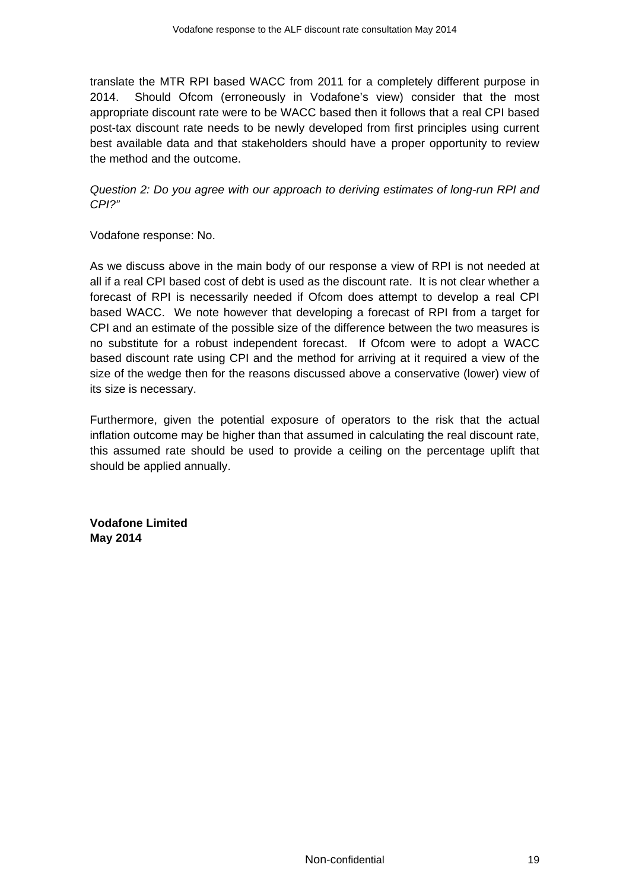translate the MTR RPI based WACC from 2011 for a completely different purpose in 2014. Should Ofcom (erroneously in Vodafone's view) consider that the most appropriate discount rate were to be WACC based then it follows that a real CPI based post-tax discount rate needs to be newly developed from first principles using current best available data and that stakeholders should have a proper opportunity to review the method and the outcome.

*Question 2: Do you agree with our approach to deriving estimates of long-run RPI and CPI?"*

Vodafone response: No.

As we discuss above in the main body of our response a view of RPI is not needed at all if a real CPI based cost of debt is used as the discount rate. It is not clear whether a forecast of RPI is necessarily needed if Ofcom does attempt to develop a real CPI based WACC. We note however that developing a forecast of RPI from a target for CPI and an estimate of the possible size of the difference between the two measures is no substitute for a robust independent forecast. If Ofcom were to adopt a WACC based discount rate using CPI and the method for arriving at it required a view of the size of the wedge then for the reasons discussed above a conservative (lower) view of its size is necessary.

Furthermore, given the potential exposure of operators to the risk that the actual inflation outcome may be higher than that assumed in calculating the real discount rate, this assumed rate should be used to provide a ceiling on the percentage uplift that should be applied annually.

**Vodafone Limited**
**May 2014**

Non-confidential